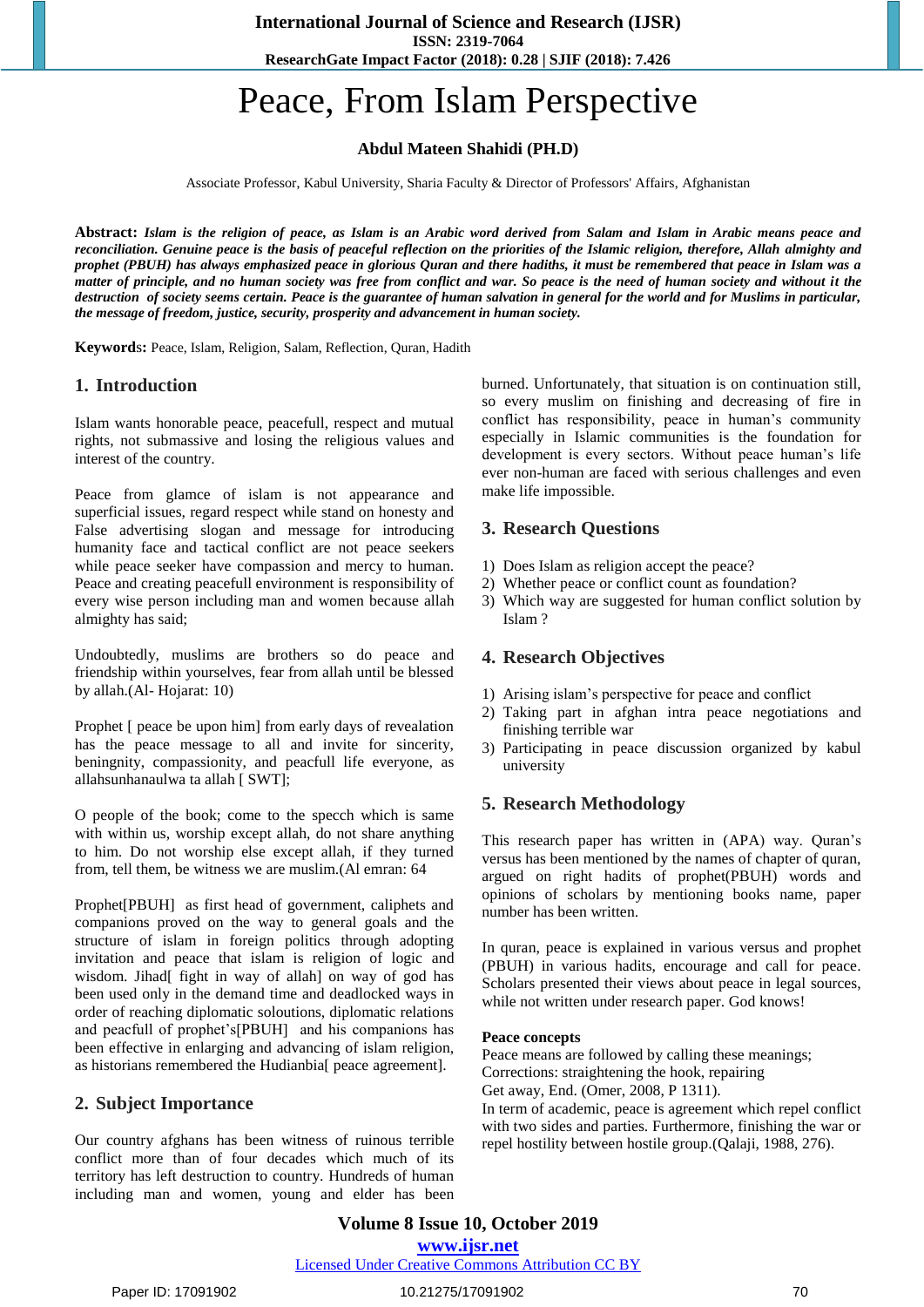# Peace, From Islam Perspective

**Abdul Mateen Shahidi (PH.D)**

Associate Professor, Kabul University, Sharia Faculty & Director of Professors' Affairs, Afghanistan

**Abstract:** ***Islam is the religion of peace, as Islam is an Arabic word derived from Salam and Islam in Arabic means peace and reconciliation. Genuine peace is the basis of peaceful reflection on the priorities of the Islamic religion, therefore, Allah almighty and prophet (PBUH) has always emphasized peace in glorious Quran and there hadiths, it must be remembered that peace in Islam was a matter of principle, and no human society was free from conflict and war. So peace is the need of human society and without it the destruction of society seems certain. Peace is the guarantee of human salvation in general for the world and for Muslims in particular, the message of freedom, justice, security, prosperity and advancement in human society.***

**Keywords:** Peace, Islam, Religion, Salam, Reflection, Quran, Hadith

## 1. Introduction

Islam wants honorable peace, peacefull, respect and mutual rights, not submassive and losing the religious values and interest of the country.

Peace from glamce of islam is not appearance and superficial issues, regard respect while stand on honesty and False advertising slogan and message for introducing humanity face and tactical conflict are not peace seekers while peace seeker have compassion and mercy to human. Peace and creating peacefull environment is responsibility of every wise person including man and women because allah almighty has said;

Undoubtedly, muslims are brothers so do peace and friendship within yourselves, fear from allah until be blessed by allah.(Al- Hojarat: 10)

Prophet [ peace be upon him] from early days of revealation has the peace message to all and invite for sincerity, beningnity, compassionity, and peacfull life everyone, as allahsunhanaulwa ta allah [ SWT];

O people of the book; come to the specch which is same with within us, worship except allah, do not share anything to him. Do not worship else except allah, if they turned from, tell them, be witness we are muslim.(Al emran: 64

Prophet[PBUH] as first head of government, caliphets and companions proved on the way to general goals and the structure of islam in foreign politics through adopting invitation and peace that islam is religion of logic and wisdom. Jihad[ fight in way of allah] on way of god has been used only in the demand time and deadlocked ways in order of reaching diplomatic soloutions, diplomatic relations and peacfull of prophet's[PBUH] and his companions has been effective in enlarging and advancing of islam religion, as historians remembered the Hudianbia[ peace agreement].

## 2. Subject Importance

Our country afghans has been witness of ruinous terrible conflict more than of four decades which much of its territory has left destruction to country. Hundreds of human including man and women, young and elder has been burned. Unfortunately, that situation is on continuation still, so every muslim on finishing and decreasing of fire in conflict has responsibility, peace in human's community especially in Islamic communities is the foundation for development is every sectors. Without peace human's life ever non-human are faced with serious challenges and even make life impossible.

## 3. Research Questions

1) Does Islam as religion accept the peace?
2) Whether peace or conflict count as foundation?
3) Which way are suggested for human conflict solution by Islam ?

## 4. Research Objectives

1) Arising islam's perspective for peace and conflict
2) Taking part in afghan intra peace negotiations and finishing terrible war
3) Participating in peace discussion organized by kabul university

## 5. Research Methodology

This research paper has written in (APA) way. Quran's versus has been mentioned by the names of chapter of quran, argued on right hadits of prophet(PBUH) words and opinions of scholars by mentioning books name, paper number has been written.

In quran, peace is explained in various versus and prophet (PBUH) in various hadits, encourage and call for peace. Scholars presented their views about peace in legal sources, while not written under research paper. God knows!

**Peace concepts**

Peace means are followed by calling these meanings;
Corrections: straightening the hook, repairing
Get away, End. (Omer, 2008, P 1311).
In term of academic, peace is agreement which repel conflict with two sides and parties. Furthermore, finishing the war or repel hostility between hostile group.(Qalaji, 1988, 276).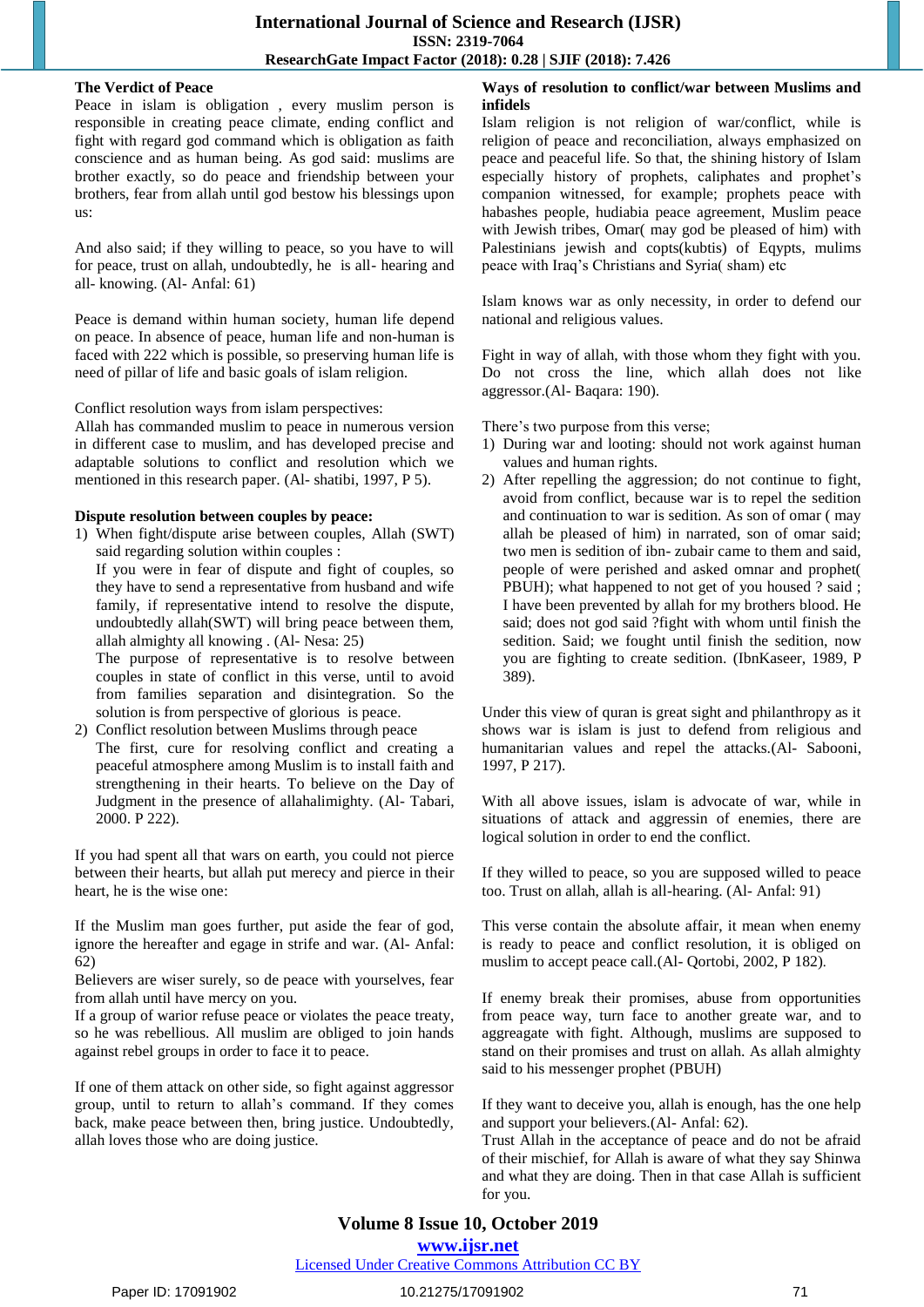**The Verdict of Peace**

Peace in islam is obligation , every muslim person is responsible in creating peace climate, ending conflict and fight with regard god command which is obligation as faith conscience and as human being. As god said: muslims are brother exactly, so do peace and friendship between your brothers, fear from allah until god bestow his blessings upon us:

And also said; if they willing to peace, so you have to will for peace, trust on allah, undoubtedly, he is all- hearing and all- knowing. (Al- Anfal: 61)

Peace is demand within human society, human life depend on peace. In absence of peace, human life and non-human is faced with 222 which is possible, so preserving human life is need of pillar of life and basic goals of islam religion.

Conflict resolution ways from islam perspectives:
Allah has commanded muslim to peace in numerous version in different case to muslim, and has developed precise and adaptable solutions to conflict and resolution which we mentioned in this research paper. (Al- shatibi, 1997, P 5).

**Dispute resolution between couples by peace:**

1) When fight/dispute arise between couples, Allah (SWT) said regarding solution within couples :
   If you were in fear of dispute and fight of couples, so they have to send a representative from husband and wife family, if representative intend to resolve the dispute, undoubtedly allah(SWT) will bring peace between them, allah almighty all knowing . (Al- Nesa: 25)
   The purpose of representative is to resolve between couples in state of conflict in this verse, until to avoid from families separation and disintegration. So the solution is from perspective of glorious is peace.
2) Conflict resolution between Muslims through peace
   The first, cure for resolving conflict and creating a peaceful atmosphere among Muslim is to install faith and strengthening in their hearts. To believe on the Day of Judgment in the presence of allahalimighty. (Al- Tabari, 2000. P 222).

If you had spent all that wars on earth, you could not pierce between their hearts, but allah put merecy and pierce in their heart, he is the wise one:

If the Muslim man goes further, put aside the fear of god, ignore the hereafter and egage in strife and war. (Al- Anfal: 62)
Believers are wiser surely, so de peace with yourselves, fear from allah until have mercy on you.
If a group of warior refuse peace or violates the peace treaty, so he was rebellious. All muslim are obliged to join hands against rebel groups in order to face it to peace.

If one of them attack on other side, so fight against aggressor group, until to return to allah's command. If they comes back, make peace between then, bring justice. Undoubtedly, allah loves those who are doing justice.

**Ways of resolution to conflict/war between Muslims and infidels**

Islam religion is not religion of war/conflict, while is religion of peace and reconciliation, always emphasized on peace and peaceful life. So that, the shining history of Islam especially history of prophets, caliphates and prophet's companion witnessed, for example; prophets peace with habashes people, hudiabia peace agreement, Muslim peace with Jewish tribes, Omar( may god be pleased of him) with Palestinians jewish and copts(kubtis) of Eqypts, mulims peace with Iraq's Christians and Syria( sham) etc

Islam knows war as only necessity, in order to defend our national and religious values.

Fight in way of allah, with those whom they fight with you. Do not cross the line, which allah does not like aggressor.(Al- Baqara: 190).

There's two purpose from this verse;

1) During war and looting: should not work against human values and human rights.
2) After repelling the aggression; do not continue to fight, avoid from conflict, because war is to repel the sedition and continuation to war is sedition. As son of omar ( may allah be pleased of him) in narrated, son of omar said; two men is sedition of ibn- zubair came to them and said, people of were perished and asked omnar and prophet( PBUH); what happened to not get of you housed ? said ; I have been prevented by allah for my brothers blood. He said; does not god said ?fight with whom until finish the sedition. Said; we fought until finish the sedition, now you are fighting to create sedition. (IbnKaseer, 1989, P 389).

Under this view of quran is great sight and philanthropy as it shows war is islam is just to defend from religious and humanitarian values and repel the attacks.(Al- Sabooni, 1997, P 217).

With all above issues, islam is advocate of war, while in situations of attack and aggressin of enemies, there are logical solution in order to end the conflict.

If they willed to peace, so you are supposed willed to peace too. Trust on allah, allah is all-hearing. (Al- Anfal: 91)

This verse contain the absolute affair, it mean when enemy is ready to peace and conflict resolution, it is obliged on muslim to accept peace call.(Al- Qortobi, 2002, P 182).

If enemy break their promises, abuse from opportunities from peace way, turn face to another greate war, and to aggreagate with fight. Although, muslims are supposed to stand on their promises and trust on allah. As allah almighty said to his messenger prophet (PBUH)

If they want to deceive you, allah is enough, has the one help and support your believers.(Al- Anfal: 62).
Trust Allah in the acceptance of peace and do not be afraid of their mischief, for Allah is aware of what they say Shinwa and what they are doing. Then in that case Allah is sufficient for you.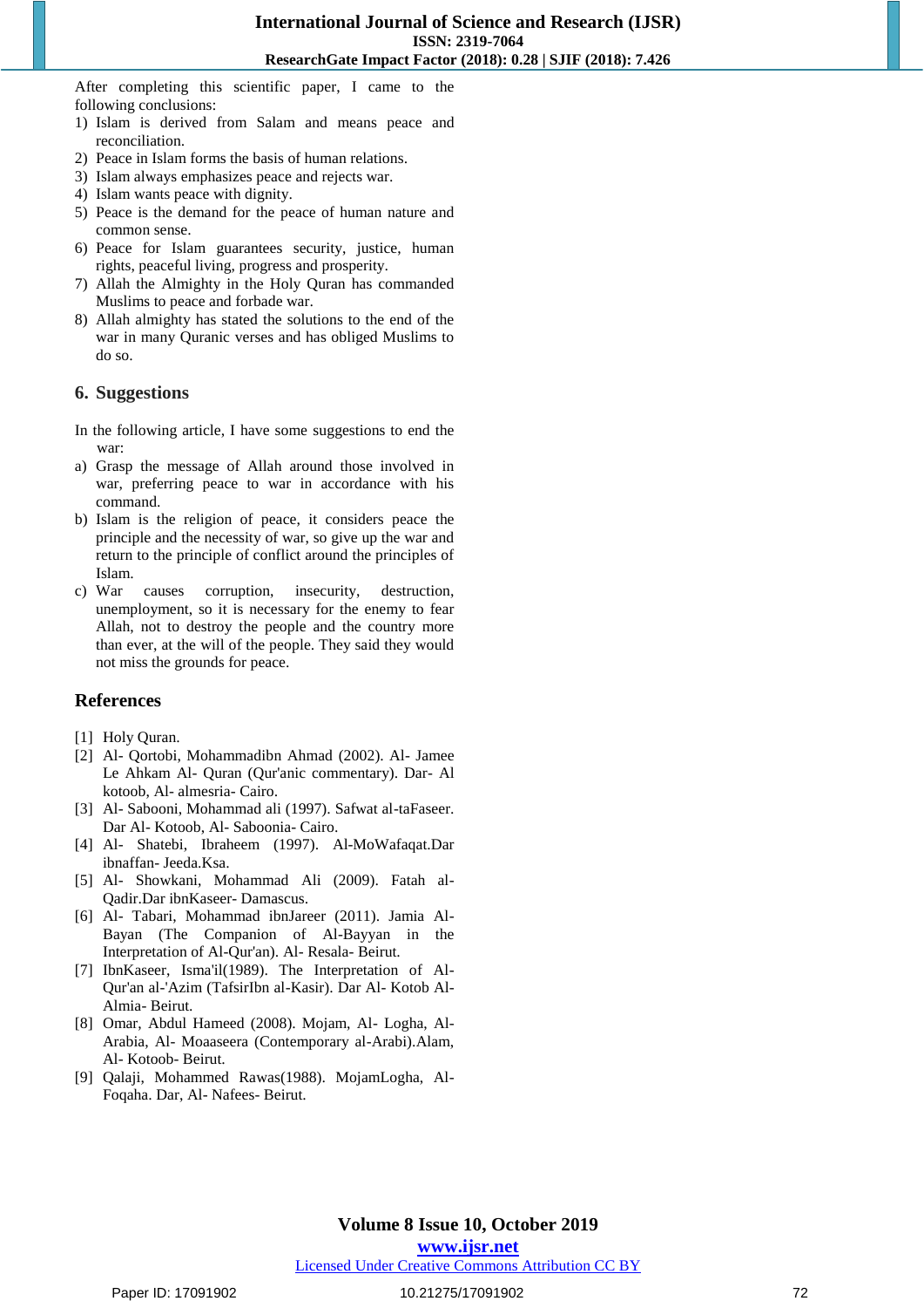After completing this scientific paper, I came to the following conclusions:

1) Islam is derived from Salam and means peace and reconciliation.
2) Peace in Islam forms the basis of human relations.
3) Islam always emphasizes peace and rejects war.
4) Islam wants peace with dignity.
5) Peace is the demand for the peace of human nature and common sense.
6) Peace for Islam guarantees security, justice, human rights, peaceful living, progress and prosperity.
7) Allah the Almighty in the Holy Quran has commanded Muslims to peace and forbade war.
8) Allah almighty has stated the solutions to the end of the war in many Quranic verses and has obliged Muslims to do so.

## 6. Suggestions

In the following article, I have some suggestions to end the war:

a) Grasp the message of Allah around those involved in war, preferring peace to war in accordance with his command.
b) Islam is the religion of peace, it considers peace the principle and the necessity of war, so give up the war and return to the principle of conflict around the principles of Islam.
c) War causes corruption, insecurity, destruction, unemployment, so it is necessary for the enemy to fear Allah, not to destroy the people and the country more than ever, at the will of the people. They said they would not miss the grounds for peace.

## References

[1] Holy Quran.

[2] Al- Qortobi, Mohammadibn Ahmad (2002). Al- Jamee Le Ahkam Al- Quran (Qur'anic commentary). Dar- Al kotoob, Al- almesria- Cairo.

[3] Al- Sabooni, Mohammad ali (1997). Safwat al-taFaseer. Dar Al- Kotoob, Al- Saboonia- Cairo.

[4] Al- Shatebi, Ibraheem (1997). Al-MoWafaqat.Dar ibnaffan- Jeeda.Ksa.

[5] Al- Showkani, Mohammad Ali (2009). Fatah al-Qadir.Dar ibnKaseer- Damascus.

[6] Al- Tabari, Mohammad ibnJareer (2011). Jamia Al-Bayan (The Companion of Al-Bayyan in the Interpretation of Al-Qur'an). Al- Resala- Beirut.

[7] IbnKaseer, Isma'il(1989). The Interpretation of Al-Qur'an al-'Azim (TafsirIbn al-Kasir). Dar Al- Kotob Al-Almia- Beirut.

[8] Omar, Abdul Hameed (2008). Mojam, Al- Logha, Al-Arabia, Al- Moaaseera (Contemporary al-Arabi).Alam, Al- Kotoob- Beirut.

[9] Qalaji, Mohammed Rawas(1988). MojamLogha, Al-Foqaha. Dar, Al- Nafees- Beirut.